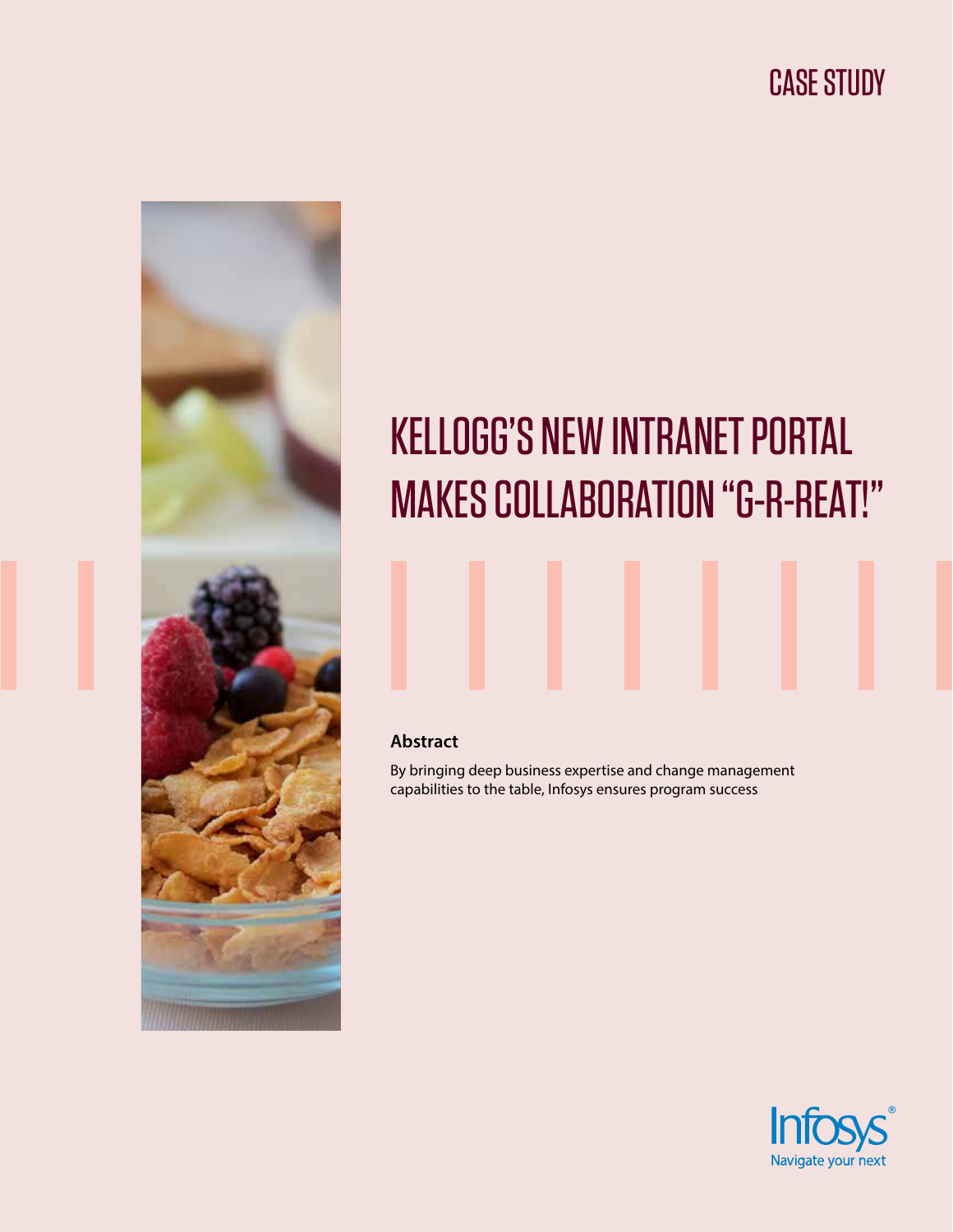CASE STUDY

# KELLOGG'S NEW INTRANET PORTAL MAKES COLLABORATION "G-R-REAT!"

**Abstract**

By bringing deep business expertise and change management capabilities to the table, Infosys ensures program success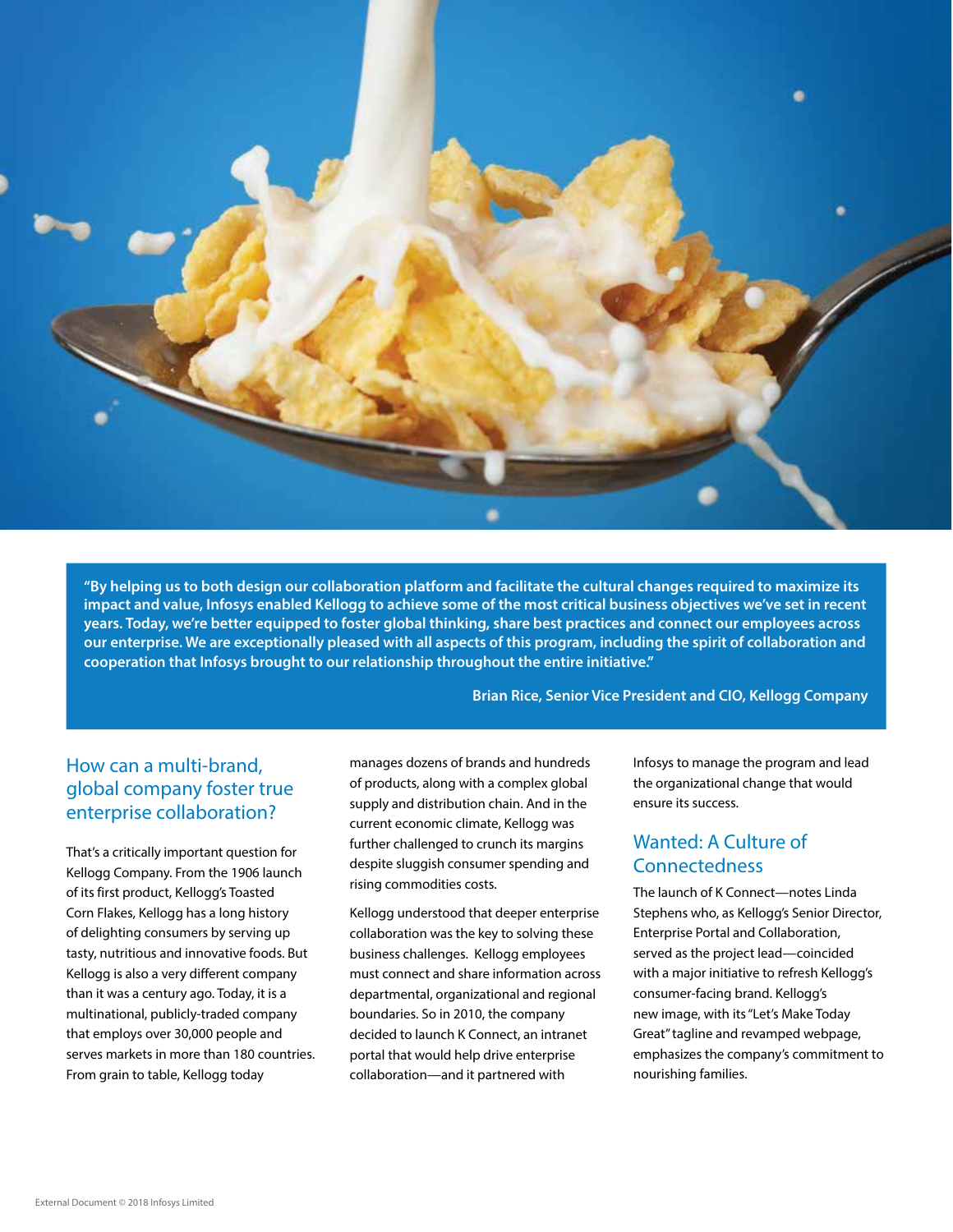**"By helping us to both design our collaboration platform and facilitate the cultural changes required to maximize its impact and value, Infosys enabled Kellogg to achieve some of the most critical business objectives we've set in recent years. Today, we're better equipped to foster global thinking, share best practices and connect our employees across our enterprise. We are exceptionally pleased with all aspects of this program, including the spirit of collaboration and cooperation that Infosys brought to our relationship throughout the entire initiative."**

**Brian Rice, Senior Vice President and CIO, Kellogg Company**

## How can a multi-brand, global company foster true enterprise collaboration?

That's a critically important question for Kellogg Company. From the 1906 launch of its first product, Kellogg's Toasted Corn Flakes, Kellogg has a long history of delighting consumers by serving up tasty, nutritious and innovative foods. But Kellogg is also a very different company than it was a century ago. Today, it is a multinational, publicly-traded company that employs over 30,000 people and serves markets in more than 180 countries. From grain to table, Kellogg today manages dozens of brands and hundreds of products, along with a complex global supply and distribution chain. And in the current economic climate, Kellogg was further challenged to crunch its margins despite sluggish consumer spending and rising commodities costs.

Kellogg understood that deeper enterprise collaboration was the key to solving these business challenges. Kellogg employees must connect and share information across departmental, organizational and regional boundaries. So in 2010, the company decided to launch K Connect, an intranet portal that would help drive enterprise collaboration—and it partnered with Infosys to manage the program and lead the organizational change that would ensure its success.

## Wanted: A Culture of Connectedness

The launch of K Connect—notes Linda Stephens who, as Kellogg's Senior Director, Enterprise Portal and Collaboration, served as the project lead—coincided with a major initiative to refresh Kellogg's consumer-facing brand. Kellogg's new image, with its "Let's Make Today Great" tagline and revamped webpage, emphasizes the company's commitment to nourishing families.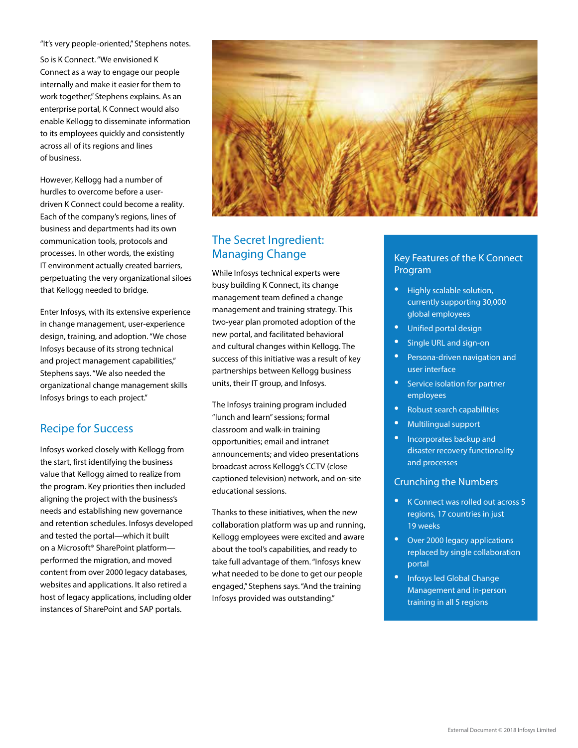"It's very people-oriented," Stephens notes.

So is K Connect. "We envisioned K Connect as a way to engage our people internally and make it easier for them to work together," Stephens explains. As an enterprise portal, K Connect would also enable Kellogg to disseminate information to its employees quickly and consistently across all of its regions and lines of business.

However, Kellogg had a number of hurdles to overcome before a user-driven K Connect could become a reality. Each of the company's regions, lines of business and departments had its own communication tools, protocols and processes. In other words, the existing IT environment actually created barriers, perpetuating the very organizational siloes that Kellogg needed to bridge.

Enter Infosys, with its extensive experience in change management, user-experience design, training, and adoption. "We chose Infosys because of its strong technical and project management capabilities," Stephens says. "We also needed the organizational change management skills Infosys brings to each project."

## Recipe for Success

Infosys worked closely with Kellogg from the start, first identifying the business value that Kellogg aimed to realize from the program. Key priorities then included aligning the project with the business's needs and establishing new governance and retention schedules. Infosys developed and tested the portal—which it built on a Microsoft® SharePoint platform—performed the migration, and moved content from over 2000 legacy databases, websites and applications. It also retired a host of legacy applications, including older instances of SharePoint and SAP portals.

## The Secret Ingredient: Managing Change

While Infosys technical experts were busy building K Connect, its change management team defined a change management and training strategy. This two-year plan promoted adoption of the new portal, and facilitated behavioral and cultural changes within Kellogg. The success of this initiative was a result of key partnerships between Kellogg business units, their IT group, and Infosys.

The Infosys training program included "lunch and learn" sessions; formal classroom and walk-in training opportunities; email and intranet announcements; and video presentations broadcast across Kellogg's CCTV (close captioned television) network, and on-site educational sessions.

Thanks to these initiatives, when the new collaboration platform was up and running, Kellogg employees were excited and aware about the tool's capabilities, and ready to take full advantage of them. "Infosys knew what needed to be done to get our people engaged," Stephens says. "And the training Infosys provided was outstanding."

### Key Features of the K Connect Program

- Highly scalable solution, currently supporting 30,000 global employees
- Unified portal design
- Single URL and sign-on
- Persona-driven navigation and user interface
- Service isolation for partner employees
- Robust search capabilities
- Multilingual support
- Incorporates backup and disaster recovery functionality and processes

### Crunching the Numbers

- K Connect was rolled out across 5 regions, 17 countries in just 19 weeks
- Over 2000 legacy applications replaced by single collaboration portal
- Infosys led Global Change Management and in-person training in all 5 regions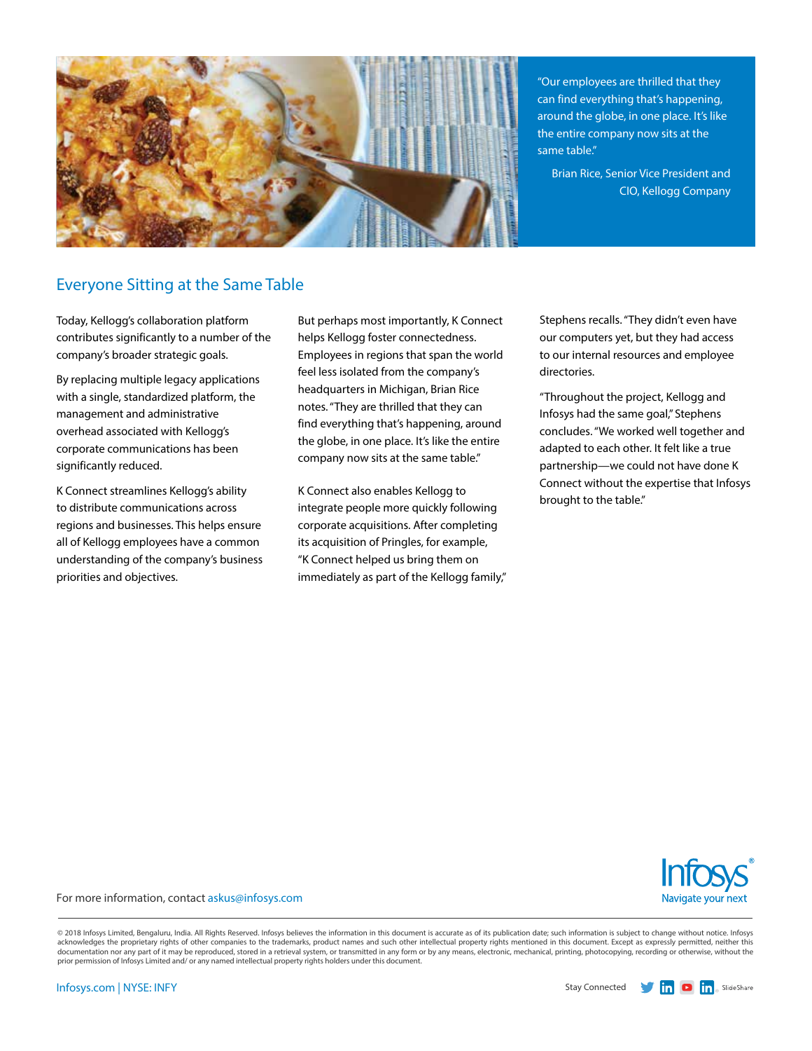"Our employees are thrilled that they can find everything that's happening, around the globe, in one place. It's like the entire company now sits at the same table."

Brian Rice, Senior Vice President and CIO, Kellogg Company

## Everyone Sitting at the Same Table

Today, Kellogg's collaboration platform contributes significantly to a number of the company's broader strategic goals.

By replacing multiple legacy applications with a single, standardized platform, the management and administrative overhead associated with Kellogg's corporate communications has been significantly reduced.

K Connect streamlines Kellogg's ability to distribute communications across regions and businesses. This helps ensure all of Kellogg employees have a common understanding of the company's business priorities and objectives.

But perhaps most importantly, K Connect helps Kellogg foster connectedness. Employees in regions that span the world feel less isolated from the company's headquarters in Michigan, Brian Rice notes. "They are thrilled that they can find everything that's happening, around the globe, in one place. It's like the entire company now sits at the same table."

K Connect also enables Kellogg to integrate people more quickly following corporate acquisitions. After completing its acquisition of Pringles, for example, "K Connect helped us bring them on immediately as part of the Kellogg family," Stephens recalls. "They didn't even have our computers yet, but they had access to our internal resources and employee directories.

"Throughout the project, Kellogg and Infosys had the same goal," Stephens concludes. "We worked well together and adapted to each other. It felt like a true partnership—we could not have done K Connect without the expertise that Infosys brought to the table."

For more information, contact askus@infosys.com

Infosys® Navigate your next

© 2018 Infosys Limited, Bengaluru, India. All Rights Reserved. Infosys believes the information in this document is accurate as of its publication date; such information is subject to change without notice. Infosys acknowledges the proprietary rights of other companies to the trademarks, product names and such other intellectual property rights mentioned in this document. Except as expressly permitted, neither this documentation nor any part of it may be reproduced, stored in a retrieval system, or transmitted in any form or by any means, electronic, mechanical, printing, photocopying, recording or otherwise, without the prior permission of Infosys Limited and/ or any named intellectual property rights holders under this document.

Infosys.com | NYSE: INFY

Stay Connected